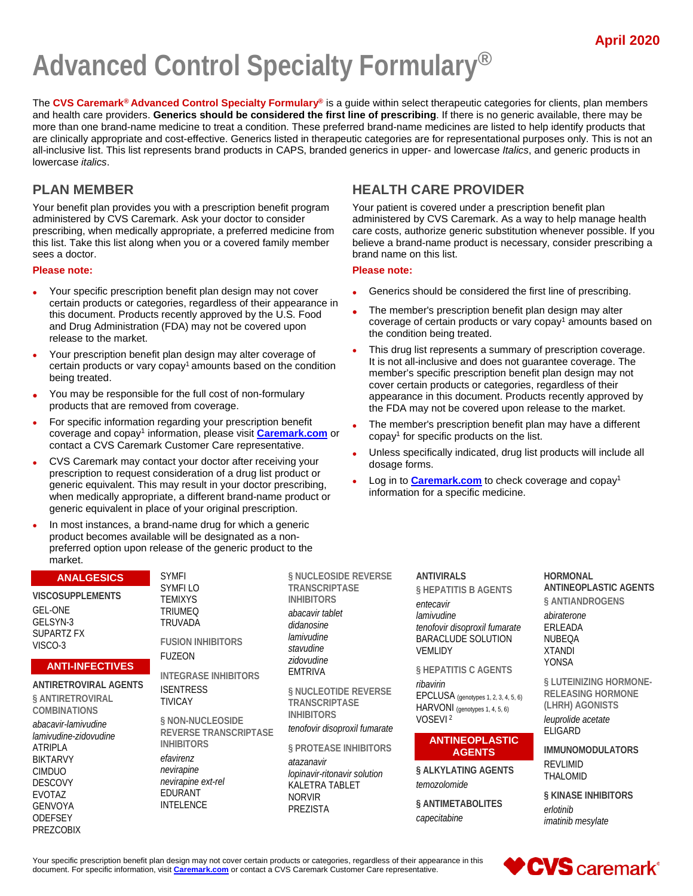April 2020

# Advanced Control Specialty Formulary®

The **CVS Caremark® Advanced Control Specialty Formulary®** is a guide within select therapeutic categories for clients, plan members and health care providers. **Generics should be considered the first line of prescribing**. If there is no generic available, there may be more than one brand-name medicine to treat a condition. These preferred brand-name medicines are listed to help identify products that are clinically appropriate and cost-effective. Generics listed in therapeutic categories are for representational purposes only. This is not an all-inclusive list. This list represents brand products in CAPS, branded generics in upper- and lowercase *Italics*, and generic products in lowercase *italics*.

## PLAN MEMBER

Your benefit plan provides you with a prescription benefit program administered by CVS Caremark. Ask your doctor to consider prescribing, when medically appropriate, a preferred medicine from this list. Take this list along when you or a covered family member sees a doctor.

**Please note:**

- Your specific prescription benefit plan design may not cover certain products or categories, regardless of their appearance in this document. Products recently approved by the U.S. Food and Drug Administration (FDA) may not be covered upon release to the market.
- Your prescription benefit plan design may alter coverage of certain products or vary copay[1] amounts based on the condition being treated.
- You may be responsible for the full cost of non-formulary products that are removed from coverage.
- For specific information regarding your prescription benefit coverage and copay[1] information, please visit **Caremark.com** or contact a CVS Caremark Customer Care representative.
- CVS Caremark may contact your doctor after receiving your prescription to request consideration of a drug list product or generic equivalent. This may result in your doctor prescribing, when medically appropriate, a different brand-name product or generic equivalent in place of your original prescription.
- In most instances, a brand-name drug for which a generic product becomes available will be designated as a non-preferred option upon release of the generic product to the market.

## HEALTH CARE PROVIDER

Your patient is covered under a prescription benefit plan administered by CVS Caremark. As a way to help manage health care costs, authorize generic substitution whenever possible. If you believe a brand-name product is necessary, consider prescribing a brand name on this list.

**Please note:**

- Generics should be considered the first line of prescribing.
- The member's prescription benefit plan design may alter coverage of certain products or vary copay[1] amounts based on the condition being treated.
- This drug list represents a summary of prescription coverage. It is not all-inclusive and does not guarantee coverage. The member's specific prescription benefit plan design may not cover certain products or categories, regardless of their appearance in this document. Products recently approved by the FDA may not be covered upon release to the market.
- The member's prescription benefit plan may have a different copay[1] for specific products on the list.
- Unless specifically indicated, drug list products will include all dosage forms.
- Log in to **Caremark.com** to check coverage and copay[1] information for a specific medicine.

## ANALGESICS

### VISCOSUPPLEMENTS

GEL-ONE
GELSYN-3
SUPARTZ FX
VISCO-3

## ANTI-INFECTIVES

### ANTIRETROVIRAL AGENTS

#### § ANTIRETROVIRAL COMBINATIONS

*abacavir-lamivudine*
*lamivudine-zidovudine*
ATRIPLA
BIKTARVY
CIMDUO
DESCOVY
EVOTAZ
GENVOYA
ODEFSEY
PREZCOBIX
SYMFI
SYMFI LO
TEMIXYS
TRIUMEQ
TRUVADA

#### FUSION INHIBITORS

FUZEON

#### INTEGRASE INHIBITORS

ISENTRESS
TIVICAY

#### § NON-NUCLEOSIDE REVERSE TRANSCRIPTASE INHIBITORS

*efavirenz*
*nevirapine*
*nevirapine ext-rel*
EDURANT
INTELENCE

#### § NUCLEOSIDE REVERSE TRANSCRIPTASE INHIBITORS

*abacavir tablet*
*didanosine*
*lamivudine*
*stavudine*
*zidovudine*
EMTRIVA

#### § NUCLEOTIDE REVERSE TRANSCRIPTASE INHIBITORS

*tenofovir disoproxil fumarate*

#### § PROTEASE INHIBITORS

*atazanavir*
*lopinavir-ritonavir solution*
KALETRA TABLET
NORVIR
PREZISTA

### ANTIVIRALS

#### § HEPATITIS B AGENTS

*entecavir*
*lamivudine*
*tenofovir disoproxil fumarate*
BARACLUDE SOLUTION
VEMLIDY

#### § HEPATITIS C AGENTS

*ribavirin*
EPCLUSA (genotypes 1, 2, 3, 4, 5, 6)
HARVONI (genotypes 1, 4, 5, 6)
VOSEVI[2]

## ANTINEOPLASTIC AGENTS

#### § ALKYLATING AGENTS

*temozolomide*

#### § ANTIMETABOLITES

*capecitabine*

### HORMONAL ANTINEOPLASTIC AGENTS

#### § ANTIANDROGENS

*abiraterone*
ERLEADA
NUBEQA
XTANDI
YONSA

#### § LUTEINIZING HORMONE-RELEASING HORMONE (LHRH) AGONISTS

*leuprolide acetate*
ELIGARD

### IMMUNOMODULATORS

REVLIMID
THALOMID

#### § KINASE INHIBITORS

*erlotinib*
*imatinib mesylate*

Your specific prescription benefit plan design may not cover certain products or categories, regardless of their appearance in this document. For specific information, visit **Caremark.com** or contact a CVS Caremark Customer Care representative.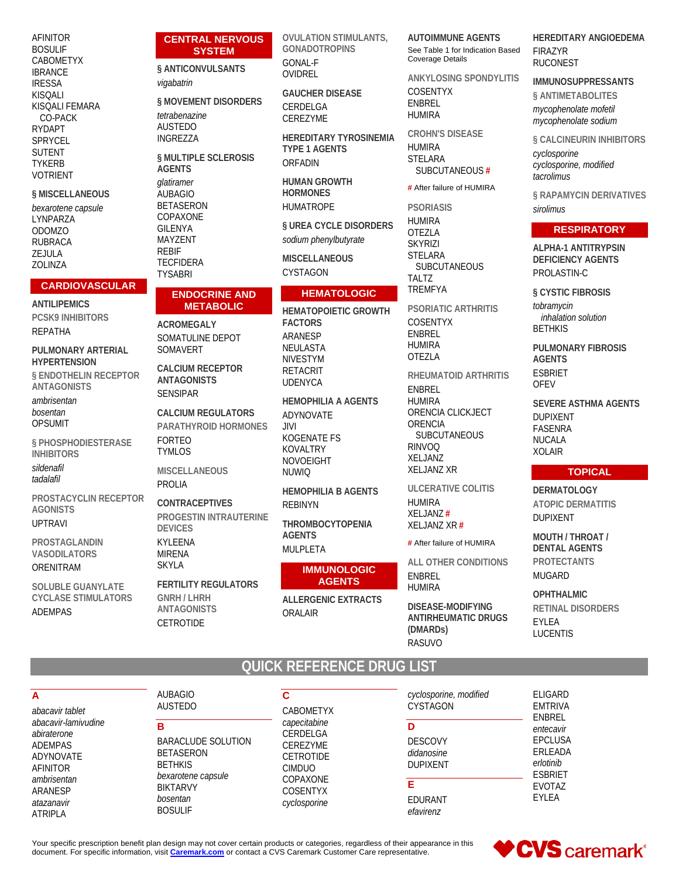AFINITOR
BOSULIF
CABOMETYX
IBRANCE
IRESSA
KISQALI
KISQALI FEMARA CO-PACK
RYDAPT
SPRYCEL
SUTENT
TYKERB
VOTRIENT

**§ MISCELLANEOUS**

*bexarotene capsule*
LYNPARZA
ODOMZO
RUBRACA
ZEJULA
ZOLINZA

## CARDIOVASCULAR

**ANTILIPEMICS**

PCSK9 INHIBITORS

REPATHA

**PULMONARY ARTERIAL HYPERTENSION**

§ ENDOTHELIN RECEPTOR ANTAGONISTS

*ambrisentan*
*bosentan*
OPSUMIT

§ PHOSPHODIESTERASE INHIBITORS

*sildenafil*
*tadalafil*

PROSTACYCLIN RECEPTOR AGONISTS

UPTRAVI

PROSTAGLANDIN VASODILATORS

ORENITRAM

SOLUBLE GUANYLATE CYCLASE STIMULATORS

ADEMPAS

## CENTRAL NERVOUS SYSTEM

**§ ANTICONVULSANTS**

*vigabatrin*

**§ MOVEMENT DISORDERS**

*tetrabenazine*
AUSTEDO
INGREZZA

**§ MULTIPLE SCLEROSIS AGENTS**

*glatiramer*
AUBAGIO
BETASERON
COPAXONE
GILENYA
MAYZENT
REBIF
TECFIDERA
TYSABRI

## ENDOCRINE AND METABOLIC

**ACROMEGALY**

SOMATULINE DEPOT
SOMAVERT

**CALCIUM RECEPTOR ANTAGONISTS**

SENSIPAR

**CALCIUM REGULATORS**

PARATHYROID HORMONES

FORTEO
TYMLOS

MISCELLANEOUS

PROLIA

**CONTRACEPTIVES**

PROGESTIN INTRAUTERINE DEVICES

KYLEENA
MIRENA
SKYLA

**FERTILITY REGULATORS**

GNRH / LHRH ANTAGONISTS

CETROTIDE

OVULATION STIMULANTS, GONADOTROPINS

GONAL-F
OVIDREL

**GAUCHER DISEASE**

CERDELGA
CEREZYME

**HEREDITARY TYROSINEMIA TYPE 1 AGENTS**

ORFADIN

**HUMAN GROWTH HORMONES**

HUMATROPE

**§ UREA CYCLE DISORDERS**

*sodium phenylbutyrate*

**MISCELLANEOUS**

CYSTAGON

## HEMATOLOGIC

**HEMATOPOIETIC GROWTH FACTORS**

ARANESP
NEULASTA
NIVESTYM
RETACRIT
UDENYCA

**HEMOPHILIA A AGENTS**

ADYNOVATE
JIVI
KOGENATE FS
KOVALTRY
NOVOEIGHT
NUWIQ

**HEMOPHILIA B AGENTS**

REBINYN

**THROMBOCYTOPENIA AGENTS**

MULPLETA

## IMMUNOLOGIC AGENTS

**ALLERGENIC EXTRACTS**

ORALAIR

**AUTOIMMUNE AGENTS**

See Table 1 for Indication Based Coverage Details

ANKYLOSING SPONDYLITIS

COSENTYX
ENBREL
HUMIRA

CROHN'S DISEASE

HUMIRA
STELARA SUBCUTANEOUS #

# After failure of HUMIRA

PSORIASIS

HUMIRA
OTEZLA
SKYRIZI
STELARA SUBCUTANEOUS
TALTZ
TREMFYA

PSORIATIC ARTHRITIS

COSENTYX
ENBREL
HUMIRA
OTEZLA

RHEUMATOID ARTHRITIS

ENBREL
HUMIRA
ORENCIA CLICKJECT
ORENCIA SUBCUTANEOUS
RINVOQ
XELJANZ
XELJANZ XR

ULCERATIVE COLITIS

HUMIRA
XELJANZ #
XELJANZ XR #

# After failure of HUMIRA

ALL OTHER CONDITIONS

ENBREL
HUMIRA

**DISEASE-MODIFYING ANTIRHEUMATIC DRUGS (DMARDs)**

RASUVO

**HEREDITARY ANGIOEDEMA**

FIRAZYR
RUCONEST

**IMMUNOSUPPRESSANTS**

§ ANTIMETABOLITES

*mycophenolate mofetil*
*mycophenolate sodium*

§ CALCINEURIN INHIBITORS

*cyclosporine*
*cyclosporine, modified*
*tacrolimus*

§ RAPAMYCIN DERIVATIVES

*sirolimus*

## RESPIRATORY

**ALPHA-1 ANTITRYPSIN DEFICIENCY AGENTS**

PROLASTIN-C

**§ CYSTIC FIBROSIS**

*tobramycin inhalation solution*
BETHKIS

**PULMONARY FIBROSIS AGENTS**

ESBRIET
OFEV

**SEVERE ASTHMA AGENTS**

DUPIXENT
FASENRA
NUCALA
XOLAIR

## TOPICAL

**DERMATOLOGY**

ATOPIC DERMATITIS

DUPIXENT

**MOUTH / THROAT / DENTAL AGENTS**

PROTECTANTS

MUGARD

**OPHTHALMIC**

RETINAL DISORDERS

EYLEA
LUCENTIS

# QUICK REFERENCE DRUG LIST

**A**

*abacavir tablet*
*abacavir-lamivudine*
*abiraterone*
ADEMPAS
ADYNOVATE
AFINITOR
*ambrisentan*
ARANESP
*atazanavir*
ATRIPLA
AUBAGIO
AUSTEDO

**B**

BARACLUDE SOLUTION
BETASERON
BETHKIS
*bexarotene capsule*
BIKTARVY
*bosentan*
BOSULIF

**C**

CABOMETYX
*capecitabine*
CERDELGA
CEREZYME
CETROTIDE
CIMDUO
COPAXONE
COSENTYX
*cyclosporine*
*cyclosporine, modified*
CYSTAGON

**D**

DESCOVY
*didanosine*
DUPIXENT

**E**

EDURANT
*efavirenz*
ELIGARD
EMTRIVA
ENBREL
*entecavir*
EPCLUSA
ERLEADA
*erlotinib*
ESBRIET
EVOTAZ
EYLEA

Your specific prescription benefit plan design may not cover certain products or categories, regardless of their appearance in this document. For specific information, visit Caremark.com or contact a CVS Caremark Customer Care representative.

CVS caremark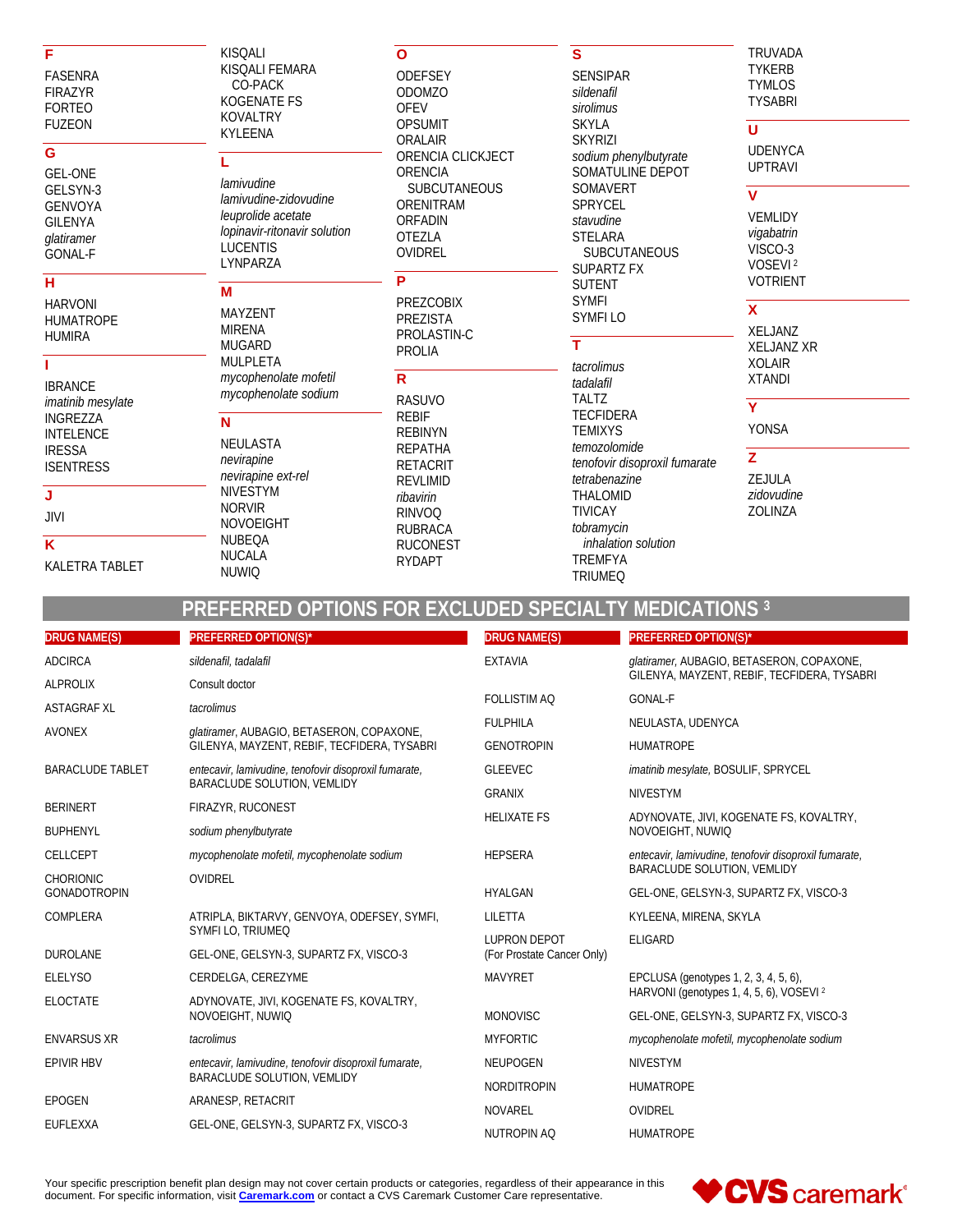## F

FASENRA
FIRAZYR
FORTEO
FUZEON

## G

GEL-ONE
GELSYN-3
GENVOYA
GILENYA
*glatiramer*
GONAL-F

## H

HARVONI
HUMATROPE
HUMIRA

## I

IBRANCE
*imatinib mesylate*
INGREZZA
INTELENCE
IRESSA
ISENTRESS

## J

JIVI

## K

KALETRA TABLET
KISQALI
KISQALI FEMARA CO-PACK
KOGENATE FS
KOVALTRY
KYLEENA

## L

*lamivudine*
*lamivudine-zidovudine*
*leuprolide acetate*
*lopinavir-ritonavir solution*
LUCENTIS
LYNPARZA

## M

MAYZENT
MIRENA
MUGARD
MULPLETA
*mycophenolate mofetil*
*mycophenolate sodium*

## N

NEULASTA
*nevirapine*
*nevirapine ext-rel*
NIVESTYM
NORVIR
NOVOEIGHT
NUBEQA
NUCALA
NUWIQ

## O

ODEFSEY
ODOMZO
OFEV
OPSUMIT
ORALAIR
ORENCIA CLICKJECT
ORENCIA SUBCUTANEOUS
ORENITRAM
ORFADIN
OTEZLA
OVIDREL

## P

PREZCOBIX
PREZISTA
PROLASTIN-C
PROLIA

## R

RASUVO
REBIF
REBINYN
REPATHA
RETACRIT
REVLIMID
*ribavirin*
RINVOQ
RUBRACA
RUCONEST
RYDAPT

## S

SENSIPAR
*sildenafil*
*sirolimus*
SKYLA
SKYRIZI
*sodium phenylbutyrate*
SOMATULINE DEPOT
SOMAVERT
SPRYCEL
*stavudine*
STELARA SUBCUTANEOUS
SUPARTZ FX
SUTENT
SYMFI
SYMFI LO

## T

*tacrolimus*
*tadalafil*
TALTZ
TECFIDERA
TEMIXYS
*temozolomide*
*tenofovir disoproxil fumarate*
*tetrabenazine*
THALOMID
TIVICAY
*tobramycin inhalation solution*
TREMFYA
TRIUMEQ
TRUVADA
TYKERB
TYMLOS
TYSABRI

## U

UDENYCA
UPTRAVI

## V

VEMLIDY
*vigabatrin*
VISCO-3
VOSEVI [2]
VOTRIENT

## X

XELJANZ
XELJANZ XR
XOLAIR
XTANDI

## Y

YONSA

## Z

ZEJULA
*zidovudine*
ZOLINZA

# PREFERRED OPTIONS FOR EXCLUDED SPECIALTY MEDICATIONS [3]

| DRUG NAME(S) | PREFERRED OPTION(S)* |
|---|---|
| ADCIRCA | *sildenafil, tadalafil* |
| ALPROLIX | Consult doctor |
| ASTAGRAF XL | *tacrolimus* |
| AVONEX | *glatiramer*, AUBAGIO, BETASERON, COPAXONE, GILENYA, MAYZENT, REBIF, TECFIDERA, TYSABRI |
| BARACLUDE TABLET | *entecavir, lamivudine, tenofovir disoproxil fumarate,* BARACLUDE SOLUTION, VEMLIDY |
| BERINERT | FIRAZYR, RUCONEST |
| BUPHENYL | *sodium phenylbutyrate* |
| CELLCEPT | *mycophenolate mofetil, mycophenolate sodium* |
| CHORIONIC GONADOTROPIN | OVIDREL |
| COMPLERA | ATRIPLA, BIKTARVY, GENVOYA, ODEFSEY, SYMFI, SYMFI LO, TRIUMEQ |
| DUROLANE | GEL-ONE, GELSYN-3, SUPARTZ FX, VISCO-3 |
| ELELYSO | CERDELGA, CEREZYME |
| ELOCTATE | ADYNOVATE, JIVI, KOGENATE FS, KOVALTRY, NOVOEIGHT, NUWIQ |
| ENVARSUS XR | *tacrolimus* |
| EPIVIR HBV | *entecavir, lamivudine, tenofovir disoproxil fumarate,* BARACLUDE SOLUTION, VEMLIDY |
| EPOGEN | ARANESP, RETACRIT |
| EUFLEXXA | GEL-ONE, GELSYN-3, SUPARTZ FX, VISCO-3 |
| EXTAVIA | *glatiramer*, AUBAGIO, BETASERON, COPAXONE, GILENYA, MAYZENT, REBIF, TECFIDERA, TYSABRI |
| FOLLISTIM AQ | GONAL-F |
| FULPHILA | NEULASTA, UDENYCA |
| GENOTROPIN | HUMATROPE |
| GLEEVEC | *imatinib mesylate*, BOSULIF, SPRYCEL |
| GRANIX | NIVESTYM |
| HELIXATE FS | ADYNOVATE, JIVI, KOGENATE FS, KOVALTRY, NOVOEIGHT, NUWIQ |
| HEPSERA | *entecavir, lamivudine, tenofovir disoproxil fumarate,* BARACLUDE SOLUTION, VEMLIDY |
| HYALGAN | GEL-ONE, GELSYN-3, SUPARTZ FX, VISCO-3 |
| LILETTA | KYLEENA, MIRENA, SKYLA |
| LUPRON DEPOT (For Prostate Cancer Only) | ELIGARD |
| MAVYRET | EPCLUSA (genotypes 1, 2, 3, 4, 5, 6), HARVONI (genotypes 1, 4, 5, 6), VOSEVI [2] |
| MONOVISC | GEL-ONE, GELSYN-3, SUPARTZ FX, VISCO-3 |
| MYFORTIC | *mycophenolate mofetil, mycophenolate sodium* |
| NEUPOGEN | NIVESTYM |
| NORDITROPIN | HUMATROPE |
| NOVAREL | OVIDREL |
| NUTROPIN AQ | HUMATROPE |

Your specific prescription benefit plan design may not cover certain products or categories, regardless of their appearance in this document. For specific information, visit **Caremark.com** or contact a CVS Caremark Customer Care representative.

CVS caremark®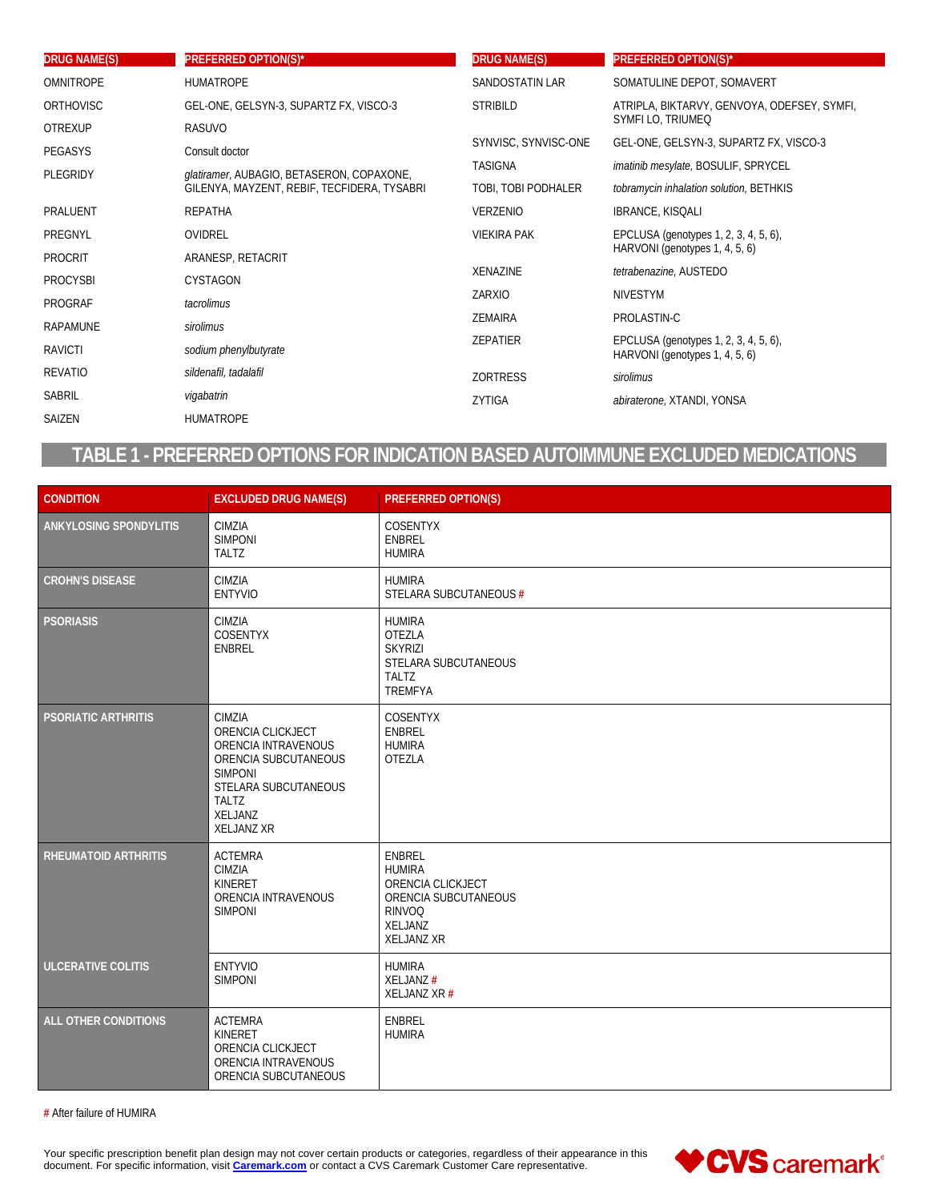| DRUG NAME(S) | PREFERRED OPTION(S)* |
|---|---|
| OMNITROPE | HUMATROPE |
| ORTHOVISC | GEL-ONE, GELSYN-3, SUPARTZ FX, VISCO-3 |
| OTREXUP | RASUVO |
| PEGASYS | Consult doctor |
| PLEGRIDY | *glatiramer*, AUBAGIO, BETASERON, COPAXONE, GILENYA, MAYZENT, REBIF, TECFIDERA, TYSABRI |
| PRALUENT | REPATHA |
| PREGNYL | OVIDREL |
| PROCRIT | ARANESP, RETACRIT |
| PROCYSBI | CYSTAGON |
| PROGRAF | *tacrolimus* |
| RAPAMUNE | *sirolimus* |
| RAVICTI | *sodium phenylbutyrate* |
| REVATIO | *sildenafil, tadalafil* |
| SABRIL | *vigabatrin* |
| SAIZEN | HUMATROPE |
| SANDOSTATIN LAR | SOMATULINE DEPOT, SOMAVERT |
| STRIBILD | ATRIPLA, BIKTARVY, GENVOYA, ODEFSEY, SYMFI, SYMFI LO, TRIUMEQ |
| SYNVISC, SYNVISC-ONE | GEL-ONE, GELSYN-3, SUPARTZ FX, VISCO-3 |
| TASIGNA | *imatinib mesylate,* BOSULIF, SPRYCEL |
| TOBI, TOBI PODHALER | *tobramycin inhalation solution,* BETHKIS |
| VERZENIO | IBRANCE, KISQALI |
| VIEKIRA PAK | EPCLUSA (genotypes 1, 2, 3, 4, 5, 6), HARVONI (genotypes 1, 4, 5, 6) |
| XENAZINE | *tetrabenazine,* AUSTEDO |
| ZARXIO | NIVESTYM |
| ZEMAIRA | PROLASTIN-C |
| ZEPATIER | EPCLUSA (genotypes 1, 2, 3, 4, 5, 6), HARVONI (genotypes 1, 4, 5, 6) |
| ZORTRESS | *sirolimus* |
| ZYTIGA | *abiraterone,* XTANDI, YONSA |

## TABLE 1 - PREFERRED OPTIONS FOR INDICATION BASED AUTOIMMUNE EXCLUDED MEDICATIONS

| CONDITION | EXCLUDED DRUG NAME(S) | PREFERRED OPTION(S) |
|---|---|---|
| **ANKYLOSING SPONDYLITIS** | CIMZIA<br>SIMPONI<br>TALTZ | COSENTYX<br>ENBREL<br>HUMIRA |
| **CROHN'S DISEASE** | CIMZIA<br>ENTYVIO | HUMIRA<br>STELARA SUBCUTANEOUS # |
| **PSORIASIS** | CIMZIA<br>COSENTYX<br>ENBREL | HUMIRA<br>OTEZLA<br>SKYRIZI<br>STELARA SUBCUTANEOUS<br>TALTZ<br>TREMFYA |
| **PSORIATIC ARTHRITIS** | CIMZIA<br>ORENCIA CLICKJECT<br>ORENCIA INTRAVENOUS<br>ORENCIA SUBCUTANEOUS<br>SIMPONI<br>STELARA SUBCUTANEOUS<br>TALTZ<br>XELJANZ<br>XELJANZ XR | COSENTYX<br>ENBREL<br>HUMIRA<br>OTEZLA |
| **RHEUMATOID ARTHRITIS** | ACTEMRA<br>CIMZIA<br>KINERET<br>ORENCIA INTRAVENOUS<br>SIMPONI | ENBREL<br>HUMIRA<br>ORENCIA CLICKJECT<br>ORENCIA SUBCUTANEOUS<br>RINVOQ<br>XELJANZ<br>XELJANZ XR |
| **ULCERATIVE COLITIS** | ENTYVIO<br>SIMPONI | HUMIRA<br>XELJANZ #<br>XELJANZ XR # |
| **ALL OTHER CONDITIONS** | ACTEMRA<br>KINERET<br>ORENCIA CLICKJECT<br>ORENCIA INTRAVENOUS<br>ORENCIA SUBCUTANEOUS | ENBREL<br>HUMIRA |

# After failure of HUMIRA

Your specific prescription benefit plan design may not cover certain products or categories, regardless of their appearance in this document. For specific information, visit [Caremark.com](https://www.caremark.com) or contact a CVS Caremark Customer Care representative.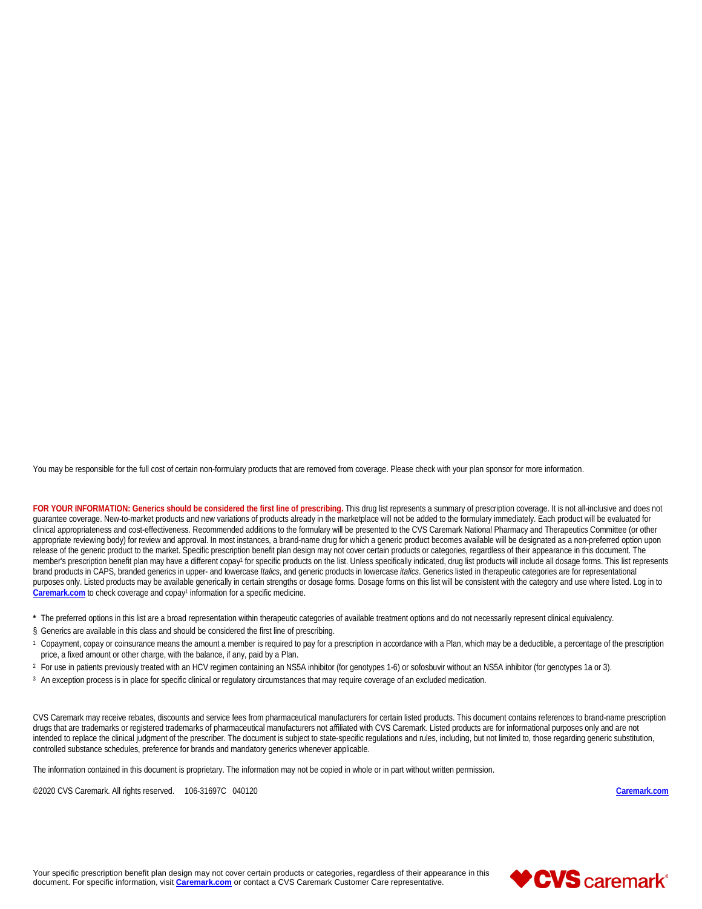You may be responsible for the full cost of certain non-formulary products that are removed from coverage. Please check with your plan sponsor for more information.

**FOR YOUR INFORMATION: Generics should be considered the first line of prescribing.** This drug list represents a summary of prescription coverage. It is not all-inclusive and does not guarantee coverage. New-to-market products and new variations of products already in the marketplace will not be added to the formulary immediately. Each product will be evaluated for clinical appropriateness and cost-effectiveness. Recommended additions to the formulary will be presented to the CVS Caremark National Pharmacy and Therapeutics Committee (or other appropriate reviewing body) for review and approval. In most instances, a brand-name drug for which a generic product becomes available will be designated as a non-preferred option upon release of the generic product to the market. Specific prescription benefit plan design may not cover certain products or categories, regardless of their appearance in this document. The member's prescription benefit plan may have a different copay[1] for specific products on the list. Unless specifically indicated, drug list products will include all dosage forms. This list represents brand products in CAPS, branded generics in upper- and lowercase *Italics*, and generic products in lowercase *italics*. Generics listed in therapeutic categories are for representational purposes only. Listed products may be available generically in certain strengths or dosage forms. Dosage forms on this list will be consistent with the category and use where listed. Log in to **Caremark.com** to check coverage and copay[1] information for a specific medicine.

**\*** The preferred options in this list are a broad representation within therapeutic categories of available treatment options and do not necessarily represent clinical equivalency.

§ Generics are available in this class and should be considered the first line of prescribing.

[1] Copayment, copay or coinsurance means the amount a member is required to pay for a prescription in accordance with a Plan, which may be a deductible, a percentage of the prescription price, a fixed amount or other charge, with the balance, if any, paid by a Plan.

[2] For use in patients previously treated with an HCV regimen containing an NS5A inhibitor (for genotypes 1-6) or sofosbuvir without an NS5A inhibitor (for genotypes 1a or 3).

[3] An exception process is in place for specific clinical or regulatory circumstances that may require coverage of an excluded medication.

CVS Caremark may receive rebates, discounts and service fees from pharmaceutical manufacturers for certain listed products. This document contains references to brand-name prescription drugs that are trademarks or registered trademarks of pharmaceutical manufacturers not affiliated with CVS Caremark. Listed products are for informational purposes only and are not intended to replace the clinical judgment of the prescriber. The document is subject to state-specific regulations and rules, including, but not limited to, those regarding generic substitution, controlled substance schedules, preference for brands and mandatory generics whenever applicable.

The information contained in this document is proprietary. The information may not be copied in whole or in part without written permission.

©2020 CVS Caremark. All rights reserved. 106-31697C 040120 **Caremark.com**

Your specific prescription benefit plan design may not cover certain products or categories, regardless of their appearance in this document. For specific information, visit **Caremark.com** or contact a CVS Caremark Customer Care representative.

CVS caremark